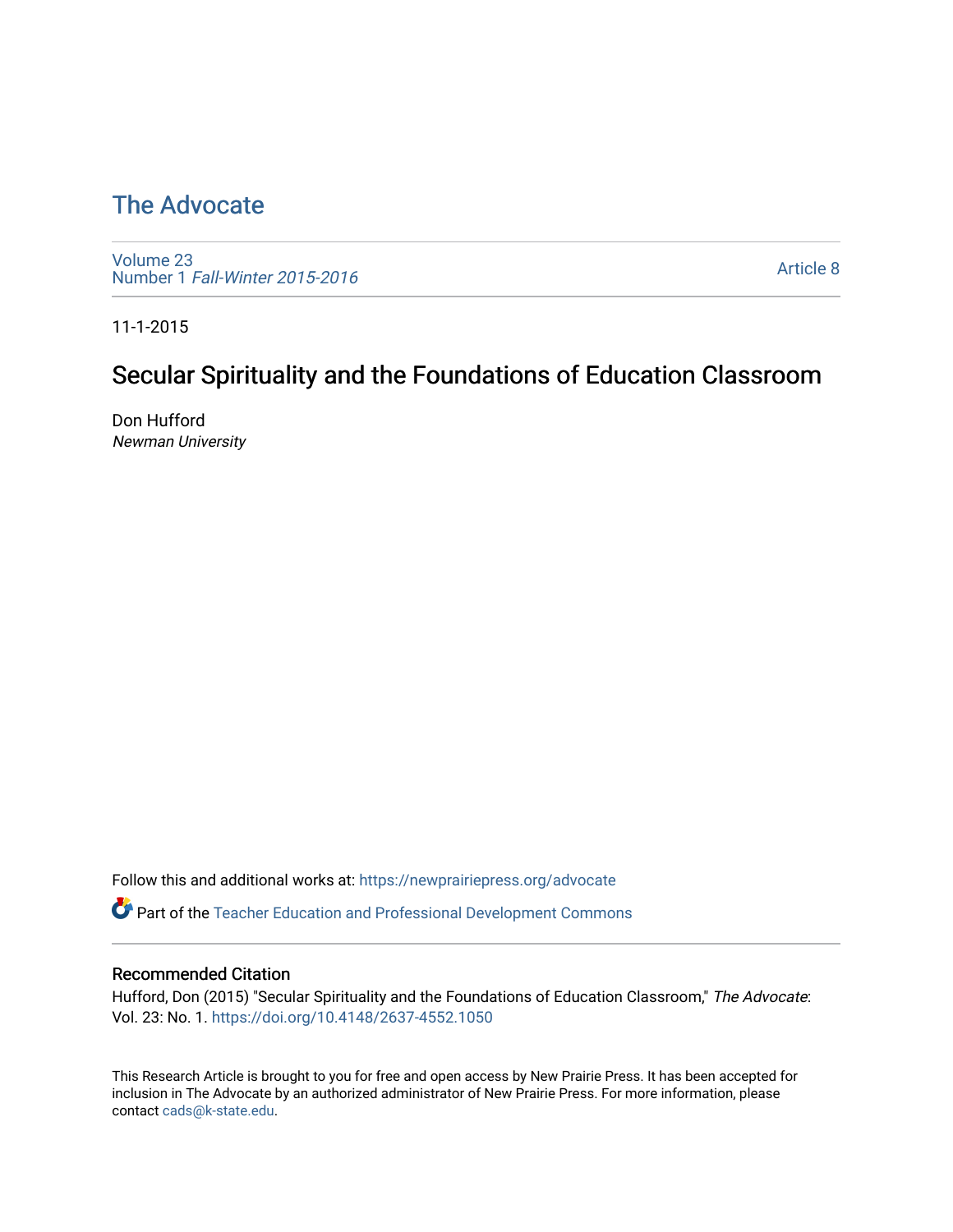# The Advocate

Volume 23
Number 1 *Fall-Winter 2015-2016*

Article 8

11-1-2015

## Secular Spirituality and the Foundations of Education Classroom

Don Hufford
*Newman University*

Follow this and additional works at: https://newprairiepress.org/advocate

Part of the Teacher Education and Professional Development Commons

### Recommended Citation

Hufford, Don (2015) "Secular Spirituality and the Foundations of Education Classroom," *The Advocate*: Vol. 23: No. 1. https://doi.org/10.4148/2637-4552.1050

This Research Article is brought to you for free and open access by New Prairie Press. It has been accepted for inclusion in The Advocate by an authorized administrator of New Prairie Press. For more information, please contact cads@k-state.edu.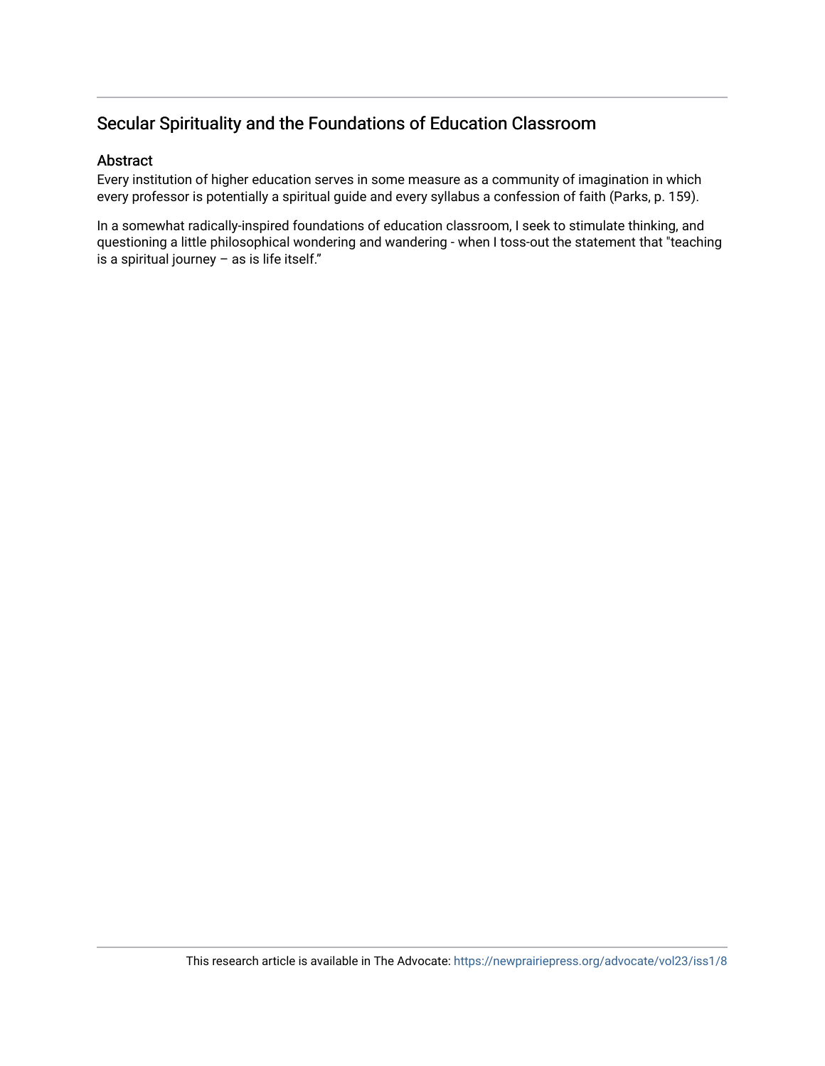## Secular Spirituality and the Foundations of Education Classroom

### Abstract

Every institution of higher education serves in some measure as a community of imagination in which every professor is potentially a spiritual guide and every syllabus a confession of faith (Parks, p. 159).

In a somewhat radically-inspired foundations of education classroom, I seek to stimulate thinking, and questioning a little philosophical wondering and wandering - when I toss-out the statement that "teaching is a spiritual journey – as is life itself."

This research article is available in The Advocate: https://newprairiepress.org/advocate/vol23/iss1/8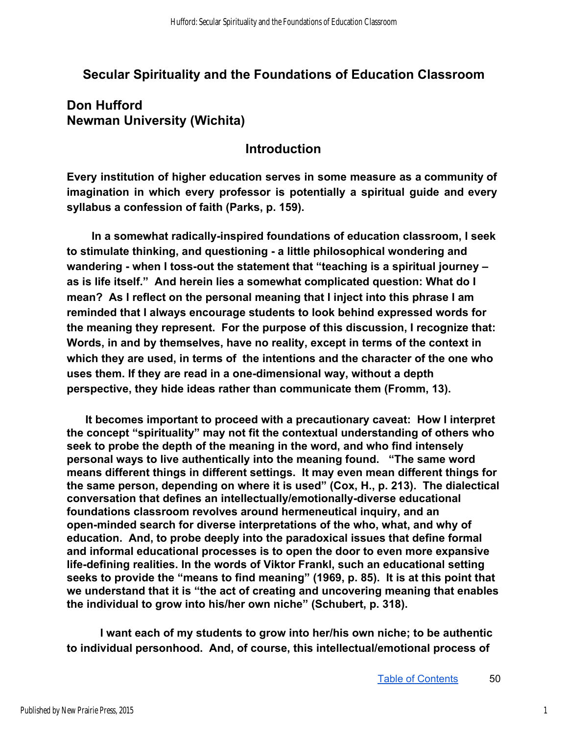# Secular Spirituality and the Foundations of Education Classroom

## Don Hufford
## Newman University (Wichita)

## Introduction

**Every institution of higher education serves in some measure as a community of imagination in which every professor is potentially a spiritual guide and every syllabus a confession of faith (Parks, p. 159).**

**In a somewhat radically-inspired foundations of education classroom, I seek to stimulate thinking, and questioning - a little philosophical wondering and wandering - when I toss-out the statement that "teaching is a spiritual journey – as is life itself." And herein lies a somewhat complicated question: What do I mean? As I reflect on the personal meaning that I inject into this phrase I am reminded that I always encourage students to look behind expressed words for the meaning they represent. For the purpose of this discussion, I recognize that: Words, in and by themselves, have no reality, except in terms of the context in which they are used, in terms of the intentions and the character of the one who uses them. If they are read in a one-dimensional way, without a depth perspective, they hide ideas rather than communicate them (Fromm, 13).**

**It becomes important to proceed with a precautionary caveat: How I interpret the concept "spirituality" may not fit the contextual understanding of others who seek to probe the depth of the meaning in the word, and who find intensely personal ways to live authentically into the meaning found. "The same word means different things in different settings. It may even mean different things for the same person, depending on where it is used" (Cox, H., p. 213). The dialectical conversation that defines an intellectually/emotionally-diverse educational foundations classroom revolves around hermeneutical inquiry, and an open-minded search for diverse interpretations of the who, what, and why of education. And, to probe deeply into the paradoxical issues that define formal and informal educational processes is to open the door to even more expansive life-defining realities. In the words of Viktor Frankl, such an educational setting seeks to provide the "means to find meaning" (1969, p. 85). It is at this point that we understand that it is "the act of creating and uncovering meaning that enables the individual to grow into his/her own niche" (Schubert, p. 318).**

**I want each of my students to grow into her/his own niche; to be authentic to individual personhood. And, of course, this intellectual/emotional process of**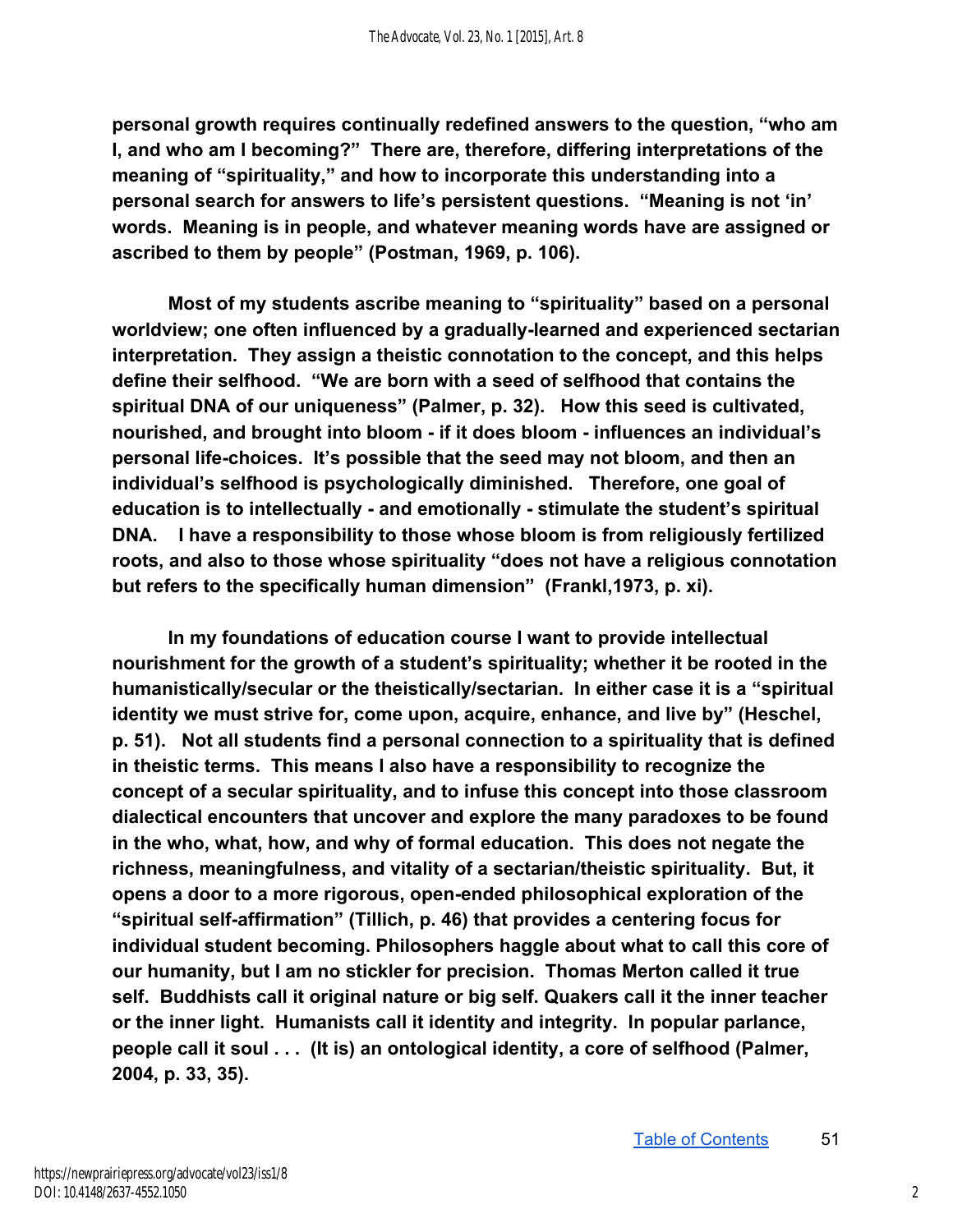**personal growth requires continually redefined answers to the question, "who am I, and who am I becoming?" There are, therefore, differing interpretations of the meaning of "spirituality," and how to incorporate this understanding into a personal search for answers to life's persistent questions. "Meaning is not 'in' words. Meaning is in people, and whatever meaning words have are assigned or ascribed to them by people" (Postman, 1969, p. 106).**

**Most of my students ascribe meaning to "spirituality" based on a personal worldview; one often influenced by a gradually-learned and experienced sectarian interpretation. They assign a theistic connotation to the concept, and this helps define their selfhood. "We are born with a seed of selfhood that contains the spiritual DNA of our uniqueness" (Palmer, p. 32). How this seed is cultivated, nourished, and brought into bloom - if it does bloom - influences an individual's personal life-choices. It's possible that the seed may not bloom, and then an individual's selfhood is psychologically diminished. Therefore, one goal of education is to intellectually - and emotionally - stimulate the student's spiritual DNA. I have a responsibility to those whose bloom is from religiously fertilized roots, and also to those whose spirituality "does not have a religious connotation but refers to the specifically human dimension" (Frankl,1973, p. xi).**

**In my foundations of education course I want to provide intellectual nourishment for the growth of a student's spirituality; whether it be rooted in the humanistically/secular or the theistically/sectarian. In either case it is a "spiritual identity we must strive for, come upon, acquire, enhance, and live by" (Heschel, p. 51). Not all students find a personal connection to a spirituality that is defined in theistic terms. This means I also have a responsibility to recognize the concept of a secular spirituality, and to infuse this concept into those classroom dialectical encounters that uncover and explore the many paradoxes to be found in the who, what, how, and why of formal education. This does not negate the richness, meaningfulness, and vitality of a sectarian/theistic spirituality. But, it opens a door to a more rigorous, open-ended philosophical exploration of the "spiritual self-affirmation" (Tillich, p. 46) that provides a centering focus for individual student becoming. Philosophers haggle about what to call this core of our humanity, but I am no stickler for precision. Thomas Merton called it true self. Buddhists call it original nature or big self. Quakers call it the inner teacher or the inner light. Humanists call it identity and integrity. In popular parlance, people call it soul . . . (It is) an ontological identity, a core of selfhood (Palmer, 2004, p. 33, 35).**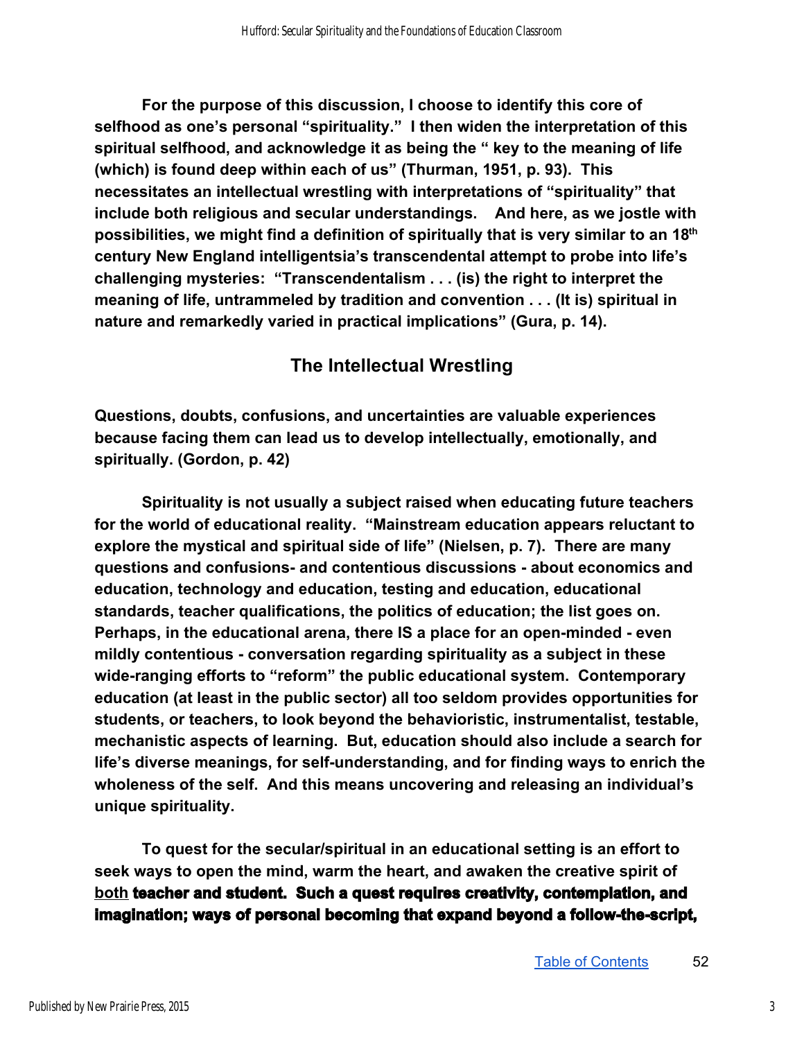For the purpose of this discussion, I choose to identify this core of selfhood as one's personal "spirituality." I then widen the interpretation of this spiritual selfhood, and acknowledge it as being the " key to the meaning of life (which) is found deep within each of us" (Thurman, 1951, p. 93). This necessitates an intellectual wrestling with interpretations of "spirituality" that include both religious and secular understandings. And here, as we jostle with possibilities, we might find a definition of spiritually that is very similar to an 18th century New England intelligentsia's transcendental attempt to probe into life's challenging mysteries: "Transcendentalism . . . (is) the right to interpret the meaning of life, untrammeled by tradition and convention . . . (It is) spiritual in nature and remarkedly varied in practical implications" (Gura, p. 14).

## The Intellectual Wrestling

Questions, doubts, confusions, and uncertainties are valuable experiences because facing them can lead us to develop intellectually, emotionally, and spiritually. (Gordon, p. 42)

Spirituality is not usually a subject raised when educating future teachers for the world of educational reality. "Mainstream education appears reluctant to explore the mystical and spiritual side of life" (Nielsen, p. 7). There are many questions and confusions- and contentious discussions - about economics and education, technology and education, testing and education, educational standards, teacher qualifications, the politics of education; the list goes on. Perhaps, in the educational arena, there IS a place for an open-minded - even mildly contentious - conversation regarding spirituality as a subject in these wide-ranging efforts to "reform" the public educational system. Contemporary education (at least in the public sector) all too seldom provides opportunities for students, or teachers, to look beyond the behavioristic, instrumentalist, testable, mechanistic aspects of learning. But, education should also include a search for life's diverse meanings, for self-understanding, and for finding ways to enrich the wholeness of the self. And this means uncovering and releasing an individual's unique spirituality.

To quest for the secular/spiritual in an educational setting is an effort to seek ways to open the mind, warm the heart, and awaken the creative spirit of both teacher and student. **Such a quest requires creativity, contemplation, and imagination; ways of personal becoming that expand beyond a follow-the-script,**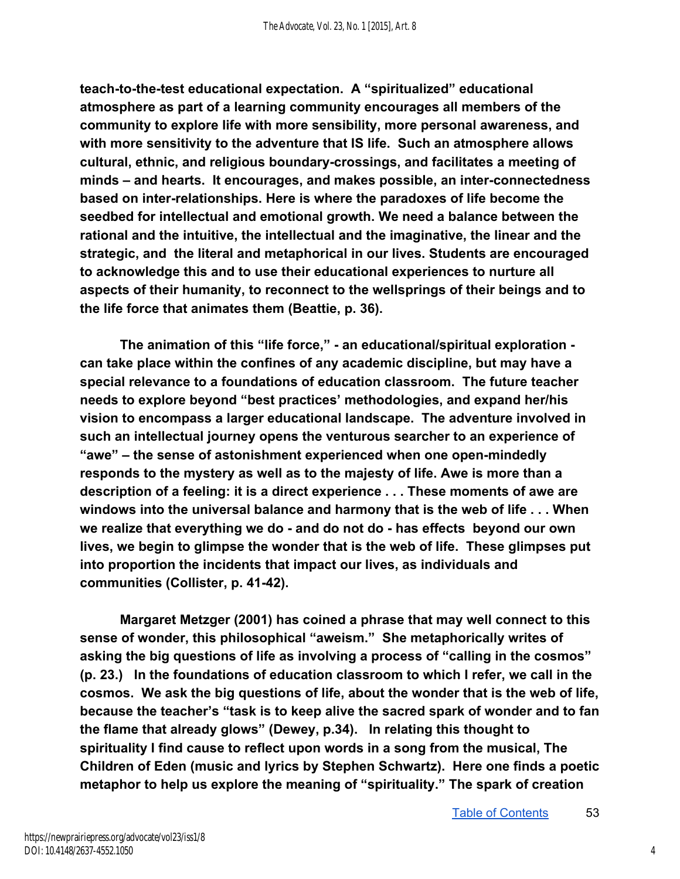**teach-to-the-test educational expectation. A "spiritualized" educational atmosphere as part of a learning community encourages all members of the community to explore life with more sensibility, more personal awareness, and with more sensitivity to the adventure that IS life. Such an atmosphere allows cultural, ethnic, and religious boundary-crossings, and facilitates a meeting of minds – and hearts. It encourages, and makes possible, an inter-connectedness based on inter-relationships. Here is where the paradoxes of life become the seedbed for intellectual and emotional growth. We need a balance between the rational and the intuitive, the intellectual and the imaginative, the linear and the strategic, and the literal and metaphorical in our lives. Students are encouraged to acknowledge this and to use their educational experiences to nurture all aspects of their humanity, to reconnect to the wellsprings of their beings and to the life force that animates them (Beattie, p. 36).**

**The animation of this "life force," - an educational/spiritual exploration - can take place within the confines of any academic discipline, but may have a special relevance to a foundations of education classroom. The future teacher needs to explore beyond "best practices' methodologies, and expand her/his vision to encompass a larger educational landscape. The adventure involved in such an intellectual journey opens the venturous searcher to an experience of "awe" – the sense of astonishment experienced when one open-mindedly responds to the mystery as well as to the majesty of life. Awe is more than a description of a feeling: it is a direct experience . . . These moments of awe are windows into the universal balance and harmony that is the web of life . . . When we realize that everything we do - and do not do - has effects beyond our own lives, we begin to glimpse the wonder that is the web of life. These glimpses put into proportion the incidents that impact our lives, as individuals and communities (Collister, p. 41-42).**

**Margaret Metzger (2001) has coined a phrase that may well connect to this sense of wonder, this philosophical "aweism." She metaphorically writes of asking the big questions of life as involving a process of "calling in the cosmos" (p. 23.) In the foundations of education classroom to which I refer, we call in the cosmos. We ask the big questions of life, about the wonder that is the web of life, because the teacher's "task is to keep alive the sacred spark of wonder and to fan the flame that already glows" (Dewey, p.34). In relating this thought to spirituality I find cause to reflect upon words in a song from the musical, The Children of Eden (music and lyrics by Stephen Schwartz). Here one finds a poetic metaphor to help us explore the meaning of "spirituality." The spark of creation**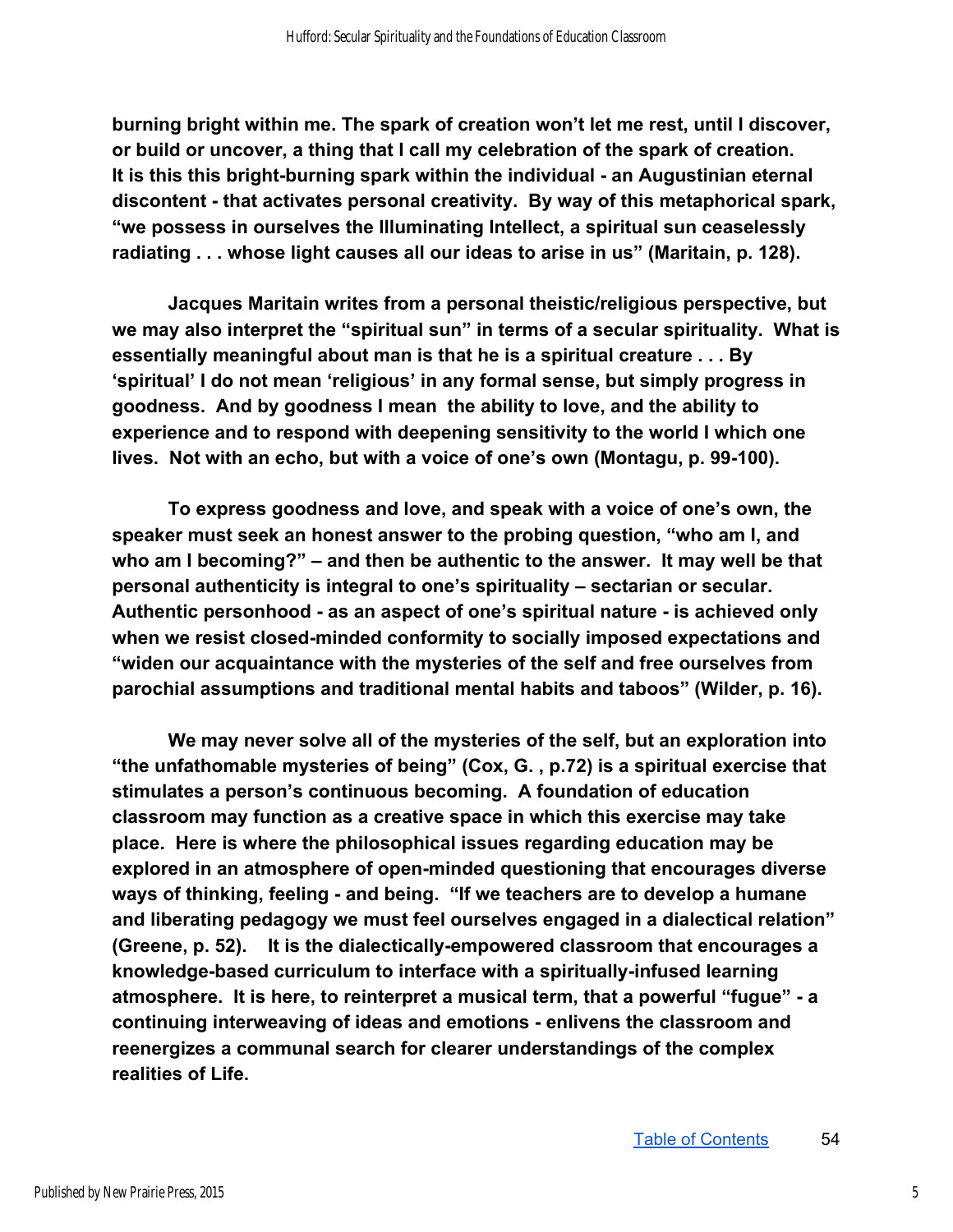**burning bright within me. The spark of creation won't let me rest, until I discover, or build or uncover, a thing that I call my celebration of the spark of creation. It is this this bright-burning spark within the individual - an Augustinian eternal discontent - that activates personal creativity. By way of this metaphorical spark, "we possess in ourselves the Illuminating Intellect, a spiritual sun ceaselessly radiating . . . whose light causes all our ideas to arise in us" (Maritain, p. 128).**

**Jacques Maritain writes from a personal theistic/religious perspective, but we may also interpret the "spiritual sun" in terms of a secular spirituality. What is essentially meaningful about man is that he is a spiritual creature . . . By 'spiritual' I do not mean 'religious' in any formal sense, but simply progress in goodness. And by goodness I mean the ability to love, and the ability to experience and to respond with deepening sensitivity to the world I which one lives. Not with an echo, but with a voice of one's own (Montagu, p. 99-100).**

**To express goodness and love, and speak with a voice of one's own, the speaker must seek an honest answer to the probing question, "who am I, and who am I becoming?" – and then be authentic to the answer. It may well be that personal authenticity is integral to one's spirituality – sectarian or secular. Authentic personhood - as an aspect of one's spiritual nature - is achieved only when we resist closed-minded conformity to socially imposed expectations and "widen our acquaintance with the mysteries of the self and free ourselves from parochial assumptions and traditional mental habits and taboos" (Wilder, p. 16).**

**We may never solve all of the mysteries of the self, but an exploration into "the unfathomable mysteries of being" (Cox, G. , p.72) is a spiritual exercise that stimulates a person's continuous becoming. A foundation of education classroom may function as a creative space in which this exercise may take place. Here is where the philosophical issues regarding education may be explored in an atmosphere of open-minded questioning that encourages diverse ways of thinking, feeling - and being. "If we teachers are to develop a humane and liberating pedagogy we must feel ourselves engaged in a dialectical relation" (Greene, p. 52). It is the dialectically-empowered classroom that encourages a knowledge-based curriculum to interface with a spiritually-infused learning atmosphere. It is here, to reinterpret a musical term, that a powerful "fugue" - a continuing interweaving of ideas and emotions - enlivens the classroom and reenergizes a communal search for clearer understandings of the complex realities of Life.**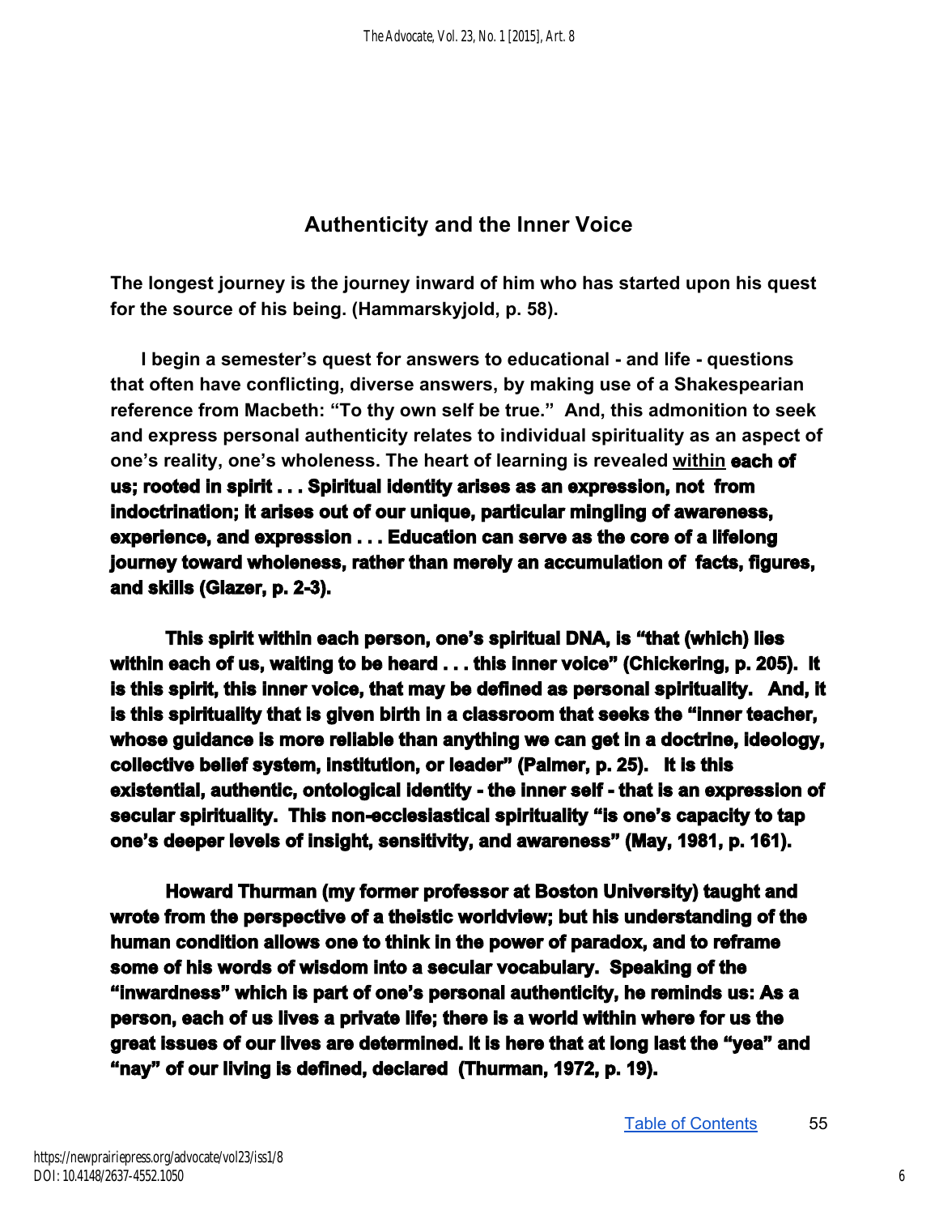## Authenticity and the Inner Voice

**The longest journey is the journey inward of him who has started upon his quest for the source of his being. (Hammarskyjold, p. 58).**

**I begin a semester's quest for answers to educational - and life - questions that often have conflicting, diverse answers, by making use of a Shakespearian reference from Macbeth: "To thy own self be true." And, this admonition to seek and express personal authenticity relates to individual spirituality as an aspect of one's reality, one's wholeness. The heart of learning is revealed <u>within</u> each of us; rooted in spirit . . . Spiritual identity arises as an expression, not from indoctrination; it arises out of our unique, particular mingling of awareness, experience, and expression . . . Education can serve as the core of a lifelong journey toward wholeness, rather than merely an accumulation of facts, figures, and skills (Glazer, p. 2-3).**

**This spirit within each person, one's spiritual DNA, is "that (which) lies within each of us, waiting to be heard . . . this inner voice" (Chickering, p. 205). It is this spirit, this inner voice, that may be defined as personal spirituality. And, it is this spirituality that is given birth in a classroom that seeks the "inner teacher, whose guidance is more reliable than anything we can get in a doctrine, ideology, collective belief system, institution, or leader" (Palmer, p. 25). It is this existential, authentic, ontological identity - the inner self - that is an expression of secular spirituality. This non-ecclesiastical spirituality "is one's capacity to tap one's deeper levels of insight, sensitivity, and awareness" (May, 1981, p. 161).**

**Howard Thurman (my former professor at Boston University) taught and wrote from the perspective of a theistic worldview; but his understanding of the human condition allows one to think in the power of paradox, and to reframe some of his words of wisdom into a secular vocabulary. Speaking of the "inwardness" which is part of one's personal authenticity, he reminds us: As a person, each of us lives a private life; there is a world within where for us the great issues of our lives are determined. It is here that at long last the "yea" and "nay" of our living is defined, declared (Thurman, 1972, p. 19).**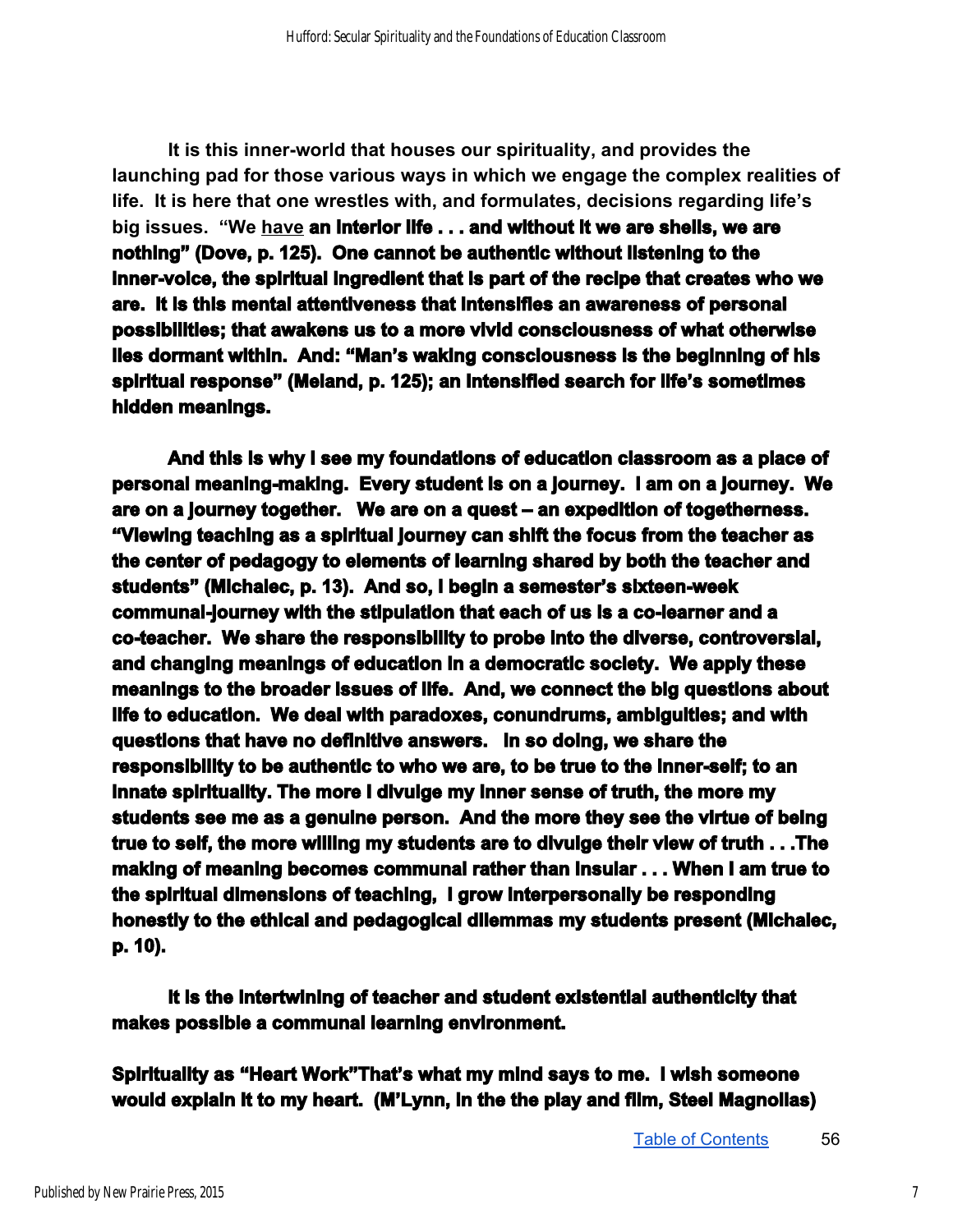It is this inner-world that houses our spirituality, and provides the launching pad for those various ways in which we engage the complex realities of life. It is here that one wrestles with, and formulates, decisions regarding life's big issues. "We have **an interior life . . . and without it we are shells, we are nothing" (Dove, p. 125). One cannot be authentic without listening to the inner-voice, the spiritual ingredient that is part of the recipe that creates who we are. It is this mental attentiveness that intensifies an awareness of personal possibilities; that awakens us to a more vivid consciousness of what otherwise lies dormant within. And: "Man's waking consciousness is the beginning of his spiritual response" (Meland, p. 125); an intensified search for life's sometimes hidden meanings.**

**And this is why I see my foundations of education classroom as a place of personal meaning-making. Every student is on a journey. I am on a journey. We are on a journey together. We are on a quest -- an expedition of togetherness. "Viewing teaching as a spiritual journey can shift the focus from the teacher as the center of pedagogy to elements of learning shared by both the teacher and students" (Michalec, p. 13). And so, I begin a semester's sixteen-week communal-journey with the stipulation that each of us is a co-learner and a co-teacher. We share the responsibility to probe into the diverse, controversial, and changing meanings of education in a democratic society. We apply these meanings to the broader issues of life. And, we connect the big questions about life to education. We deal with paradoxes, conundrums, ambiguities; and with questions that have no definitive answers. In so doing, we share the responsibility to be authentic to who we are, to be true to the inner-self; to an innate spirituality. The more I divulge my inner sense of truth, the more my students see me as a genuine person. And the more they see the virtue of being true to self, the more willing my students are to divulge their view of truth . . .The making of meaning becomes communal rather than insular . . . When I am true to the spiritual dimensions of teaching, I grow interpersonally be responding honestly to the ethical and pedagogical dilemmas my students present (Michalec, p. 10).**

**It is the intertwining of teacher and student existential authenticity that makes possible a communal learning environment.**

**Spirituality as "Heart Work"That's what my mind says to me. I wish someone would explain it to my heart. (M'Lynn, in the the play and film, Steel Magnolias)**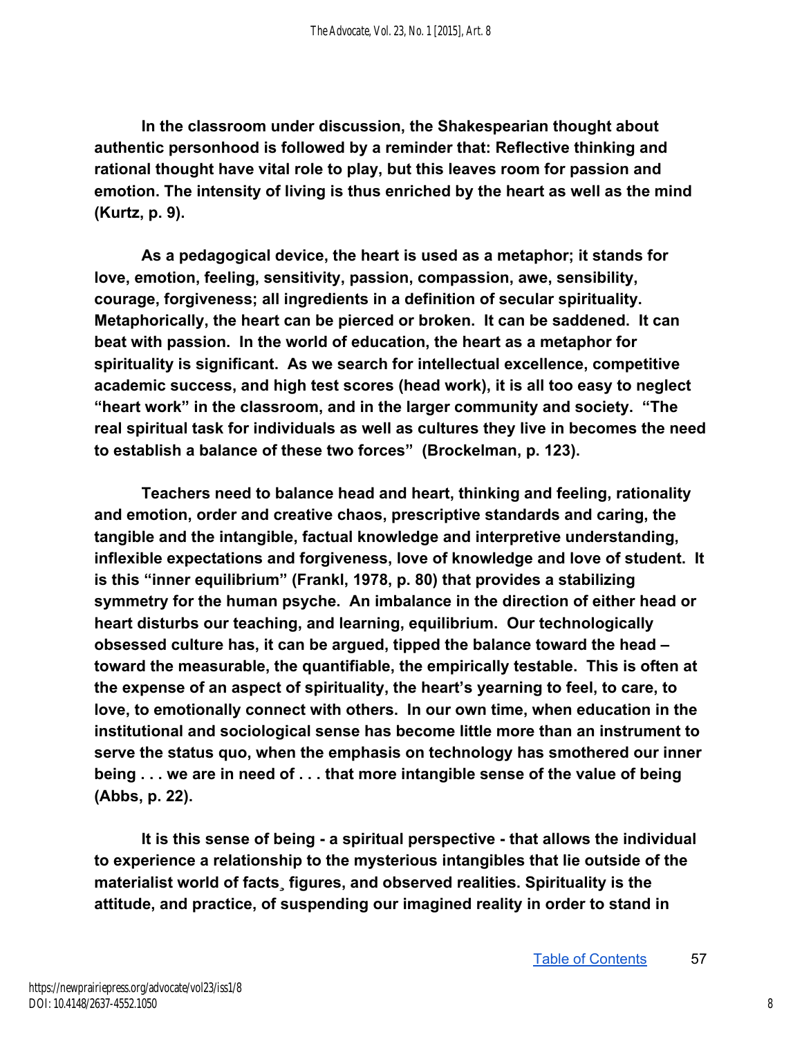In the classroom under discussion, the Shakespearian thought about authentic personhood is followed by a reminder that: Reflective thinking and rational thought have vital role to play, but this leaves room for passion and emotion. The intensity of living is thus enriched by the heart as well as the mind (Kurtz, p. 9).

As a pedagogical device, the heart is used as a metaphor; it stands for love, emotion, feeling, sensitivity, passion, compassion, awe, sensibility, courage, forgiveness; all ingredients in a definition of secular spirituality. Metaphorically, the heart can be pierced or broken. It can be saddened. It can beat with passion. In the world of education, the heart as a metaphor for spirituality is significant. As we search for intellectual excellence, competitive academic success, and high test scores (head work), it is all too easy to neglect "heart work" in the classroom, and in the larger community and society. "The real spiritual task for individuals as well as cultures they live in becomes the need to establish a balance of these two forces" (Brockelman, p. 123).

Teachers need to balance head and heart, thinking and feeling, rationality and emotion, order and creative chaos, prescriptive standards and caring, the tangible and the intangible, factual knowledge and interpretive understanding, inflexible expectations and forgiveness, love of knowledge and love of student. It is this "inner equilibrium" (Frankl, 1978, p. 80) that provides a stabilizing symmetry for the human psyche. An imbalance in the direction of either head or heart disturbs our teaching, and learning, equilibrium. Our technologically obsessed culture has, it can be argued, tipped the balance toward the head – toward the measurable, the quantifiable, the empirically testable. This is often at the expense of an aspect of spirituality, the heart's yearning to feel, to care, to love, to emotionally connect with others. In our own time, when education in the institutional and sociological sense has become little more than an instrument to serve the status quo, when the emphasis on technology has smothered our inner being . . . we are in need of . . . that more intangible sense of the value of being (Abbs, p. 22).

It is this sense of being - a spiritual perspective - that allows the individual to experience a relationship to the mysterious intangibles that lie outside of the materialist world of facts¸ figures, and observed realities. Spirituality is the attitude, and practice, of suspending our imagined reality in order to stand in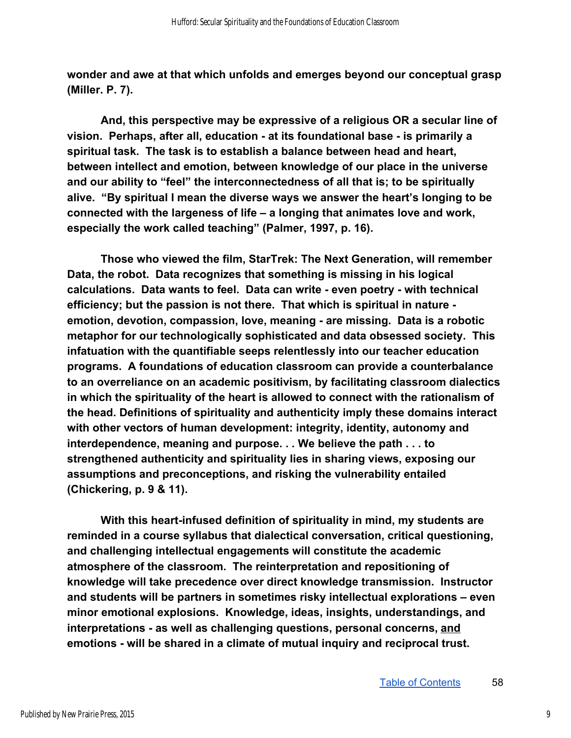**wonder and awe at that which unfolds and emerges beyond our conceptual grasp (Miller. P. 7).**

**And, this perspective may be expressive of a religious OR a secular line of vision. Perhaps, after all, education - at its foundational base - is primarily a spiritual task. The task is to establish a balance between head and heart, between intellect and emotion, between knowledge of our place in the universe and our ability to "feel" the interconnectedness of all that is; to be spiritually alive. "By spiritual I mean the diverse ways we answer the heart's longing to be connected with the largeness of life – a longing that animates love and work, especially the work called teaching" (Palmer, 1997, p. 16).**

**Those who viewed the film, StarTrek: The Next Generation, will remember Data, the robot. Data recognizes that something is missing in his logical calculations. Data wants to feel. Data can write - even poetry - with technical efficiency; but the passion is not there. That which is spiritual in nature - emotion, devotion, compassion, love, meaning - are missing. Data is a robotic metaphor for our technologically sophisticated and data obsessed society. This infatuation with the quantifiable seeps relentlessly into our teacher education programs. A foundations of education classroom can provide a counterbalance to an overreliance on an academic positivism, by facilitating classroom dialectics in which the spirituality of the heart is allowed to connect with the rationalism of the head. Definitions of spirituality and authenticity imply these domains interact with other vectors of human development: integrity, identity, autonomy and interdependence, meaning and purpose. . . We believe the path . . . to strengthened authenticity and spirituality lies in sharing views, exposing our assumptions and preconceptions, and risking the vulnerability entailed (Chickering, p. 9 & 11).**

**With this heart-infused definition of spirituality in mind, my students are reminded in a course syllabus that dialectical conversation, critical questioning, and challenging intellectual engagements will constitute the academic atmosphere of the classroom. The reinterpretation and repositioning of knowledge will take precedence over direct knowledge transmission. Instructor and students will be partners in sometimes risky intellectual explorations – even minor emotional explosions. Knowledge, ideas, insights, understandings, and interpretations - as well as challenging questions, personal concerns, <u>and</u> emotions - will be shared in a climate of mutual inquiry and reciprocal trust.**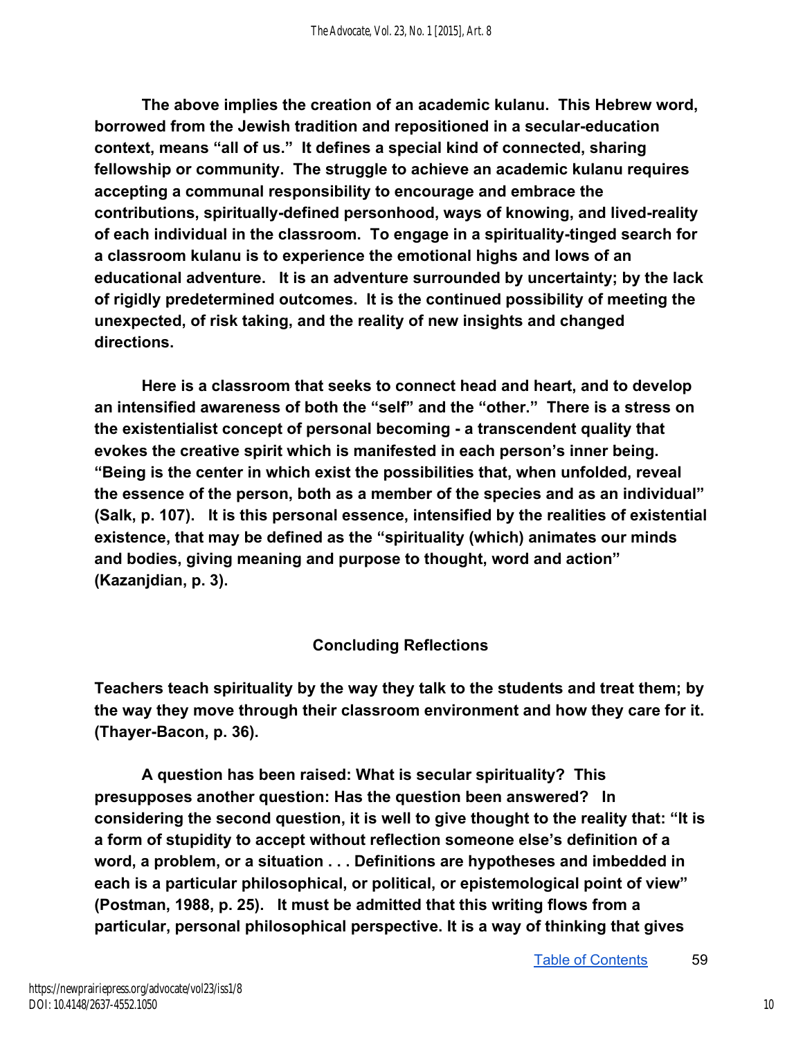**The above implies the creation of an academic kulanu. This Hebrew word, borrowed from the Jewish tradition and repositioned in a secular-education context, means "all of us." It defines a special kind of connected, sharing fellowship or community. The struggle to achieve an academic kulanu requires accepting a communal responsibility to encourage and embrace the contributions, spiritually-defined personhood, ways of knowing, and lived-reality of each individual in the classroom. To engage in a spirituality-tinged search for a classroom kulanu is to experience the emotional highs and lows of an educational adventure. It is an adventure surrounded by uncertainty; by the lack of rigidly predetermined outcomes. It is the continued possibility of meeting the unexpected, of risk taking, and the reality of new insights and changed directions.**

**Here is a classroom that seeks to connect head and heart, and to develop an intensified awareness of both the "self" and the "other." There is a stress on the existentialist concept of personal becoming - a transcendent quality that evokes the creative spirit which is manifested in each person's inner being. "Being is the center in which exist the possibilities that, when unfolded, reveal the essence of the person, both as a member of the species and as an individual" (Salk, p. 107). It is this personal essence, intensified by the realities of existential existence, that may be defined as the "spirituality (which) animates our minds and bodies, giving meaning and purpose to thought, word and action" (Kazanjdian, p. 3).**

## Concluding Reflections

**Teachers teach spirituality by the way they talk to the students and treat them; by the way they move through their classroom environment and how they care for it. (Thayer-Bacon, p. 36).**

**A question has been raised: What is secular spirituality? This presupposes another question: Has the question been answered? In considering the second question, it is well to give thought to the reality that: "It is a form of stupidity to accept without reflection someone else's definition of a word, a problem, or a situation . . . Definitions are hypotheses and imbedded in each is a particular philosophical, or political, or epistemological point of view" (Postman, 1988, p. 25). It must be admitted that this writing flows from a particular, personal philosophical perspective. It is a way of thinking that gives**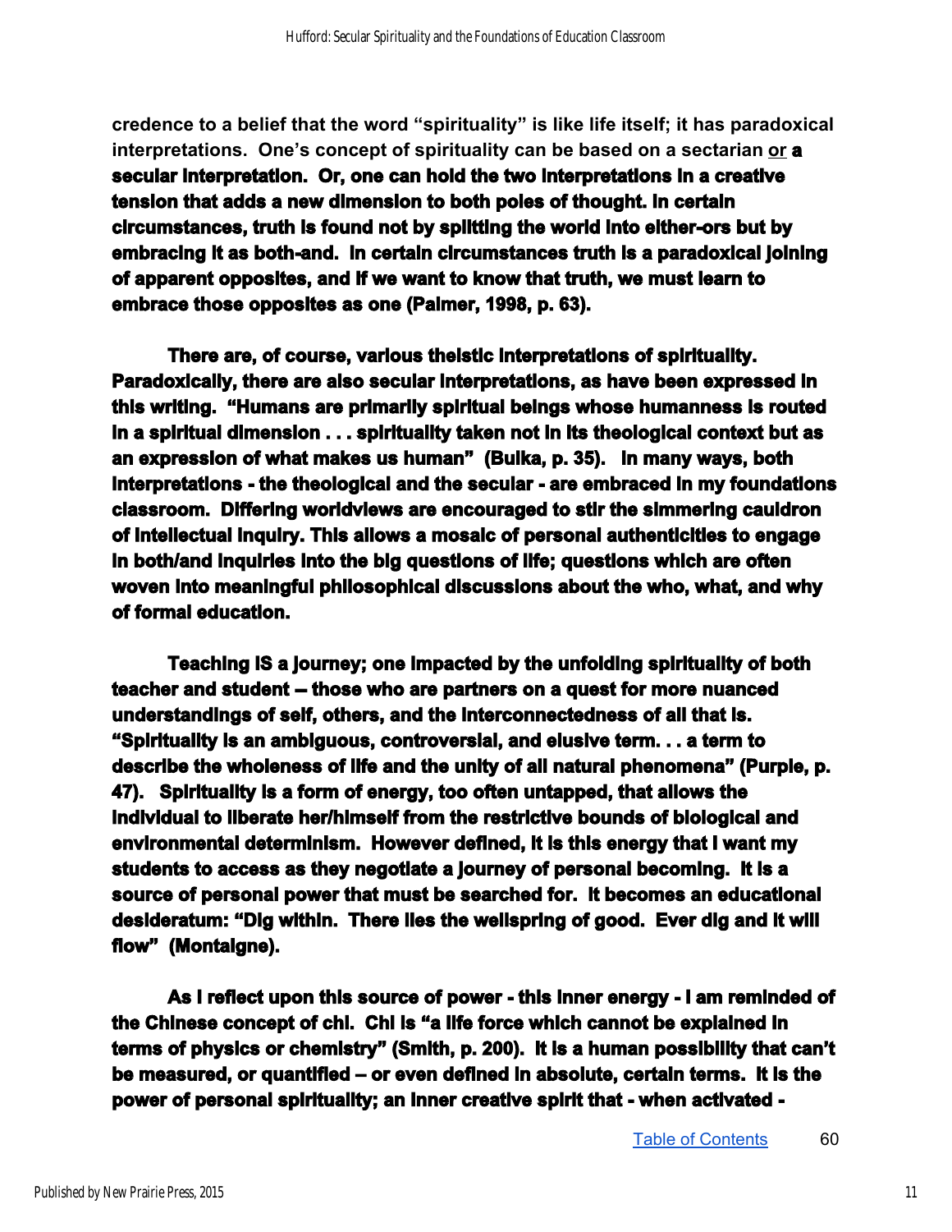credence to a belief that the word "spirituality" is like life itself; it has paradoxical interpretations. One's concept of spirituality can be based on a sectarian <u>or</u> a secular interpretation. Or, one can hold the two interpretations in a creative tension that adds a new dimension to both poles of thought. In certain circumstances, truth is found not by splitting the world into either-ors but by embracing it as both-and. In certain circumstances truth is a paradoxical joining of apparent opposites, and if we want to know that truth, we must learn to embrace those opposites as one (Palmer, 1998, p. 63).

There are, of course, various theistic interpretations of spirituality. Paradoxically, there are also secular interpretations, as have been expressed in this writing. "Humans are primarily spiritual beings whose humanness is routed in a spiritual dimension . . . spirituality taken not in its theological context but as an expression of what makes us human" (Bulka, p. 35). In many ways, both interpretations - the theological and the secular - are embraced in my foundations classroom. Differing worldviews are encouraged to stir the simmering cauldron of intellectual inquiry. This allows a mosaic of personal authenticities to engage in both/and inquiries into the big questions of life; questions which are often woven into meaningful philosophical discussions about the who, what, and why of formal education.

Teaching IS a journey; one impacted by the unfolding spirituality of both teacher and student -- those who are partners on a quest for more nuanced understandings of self, others, and the interconnectedness of all that is. "Spirituality is an ambiguous, controversial, and elusive term. . . a term to describe the wholeness of life and the unity of all natural phenomena" (Purple, p. 47). Spirituality is a form of energy, too often untapped, that allows the individual to liberate her/himself from the restrictive bounds of biological and environmental determinism. However defined, it is this energy that I want my students to access as they negotiate a journey of personal becoming. It is a source of personal power that must be searched for. It becomes an educational desideratum: "Dig within. There lies the wellspring of good. Ever dig and it will flow" (Montaigne).

As I reflect upon this source of power - this inner energy - I am reminded of the Chinese concept of chi. Chi is "a life force which cannot be explained in terms of physics or chemistry" (Smith, p. 200). It is a human possibility that can't be measured, or quantified -- or even defined in absolute, certain terms. It is the power of personal spirituality; an inner creative spirit that - when activated -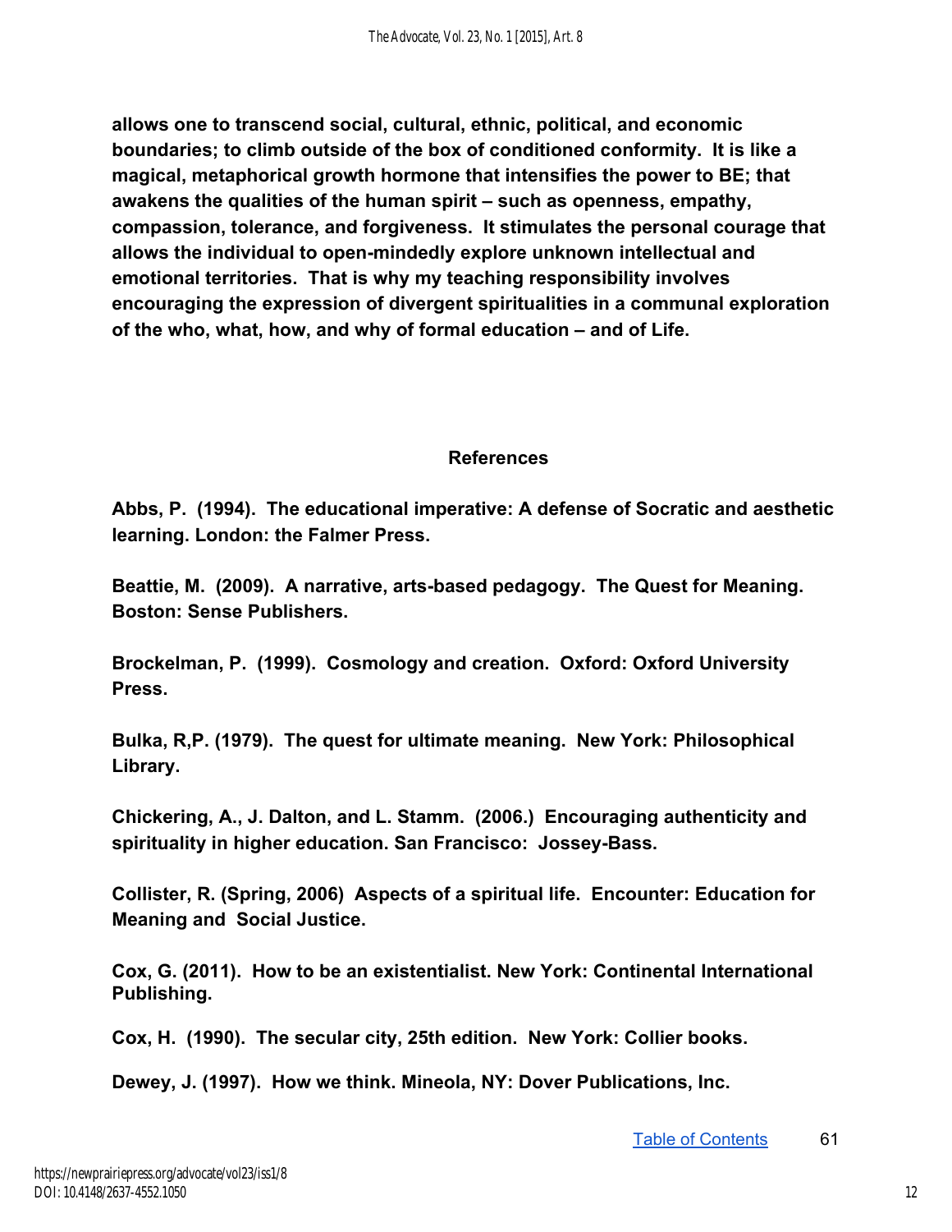**allows one to transcend social, cultural, ethnic, political, and economic boundaries; to climb outside of the box of conditioned conformity. It is like a magical, metaphorical growth hormone that intensifies the power to BE; that awakens the qualities of the human spirit – such as openness, empathy, compassion, tolerance, and forgiveness. It stimulates the personal courage that allows the individual to open-mindedly explore unknown intellectual and emotional territories. That is why my teaching responsibility involves encouraging the expression of divergent spiritualities in a communal exploration of the who, what, how, and why of formal education – and of Life.**

## References

**Abbs, P. (1994). The educational imperative: A defense of Socratic and aesthetic learning. London: the Falmer Press.**

**Beattie, M. (2009). A narrative, arts-based pedagogy. The Quest for Meaning. Boston: Sense Publishers.**

**Brockelman, P. (1999). Cosmology and creation. Oxford: Oxford University Press.**

**Bulka, R,P. (1979). The quest for ultimate meaning. New York: Philosophical Library.**

**Chickering, A., J. Dalton, and L. Stamm. (2006.) Encouraging authenticity and spirituality in higher education. San Francisco: Jossey-Bass.**

**Collister, R. (Spring, 2006) Aspects of a spiritual life. Encounter: Education for Meaning and Social Justice.**

**Cox, G. (2011). How to be an existentialist. New York: Continental International Publishing.**

**Cox, H. (1990). The secular city, 25th edition. New York: Collier books.**

**Dewey, J. (1997). How we think. Mineola, NY: Dover Publications, Inc.**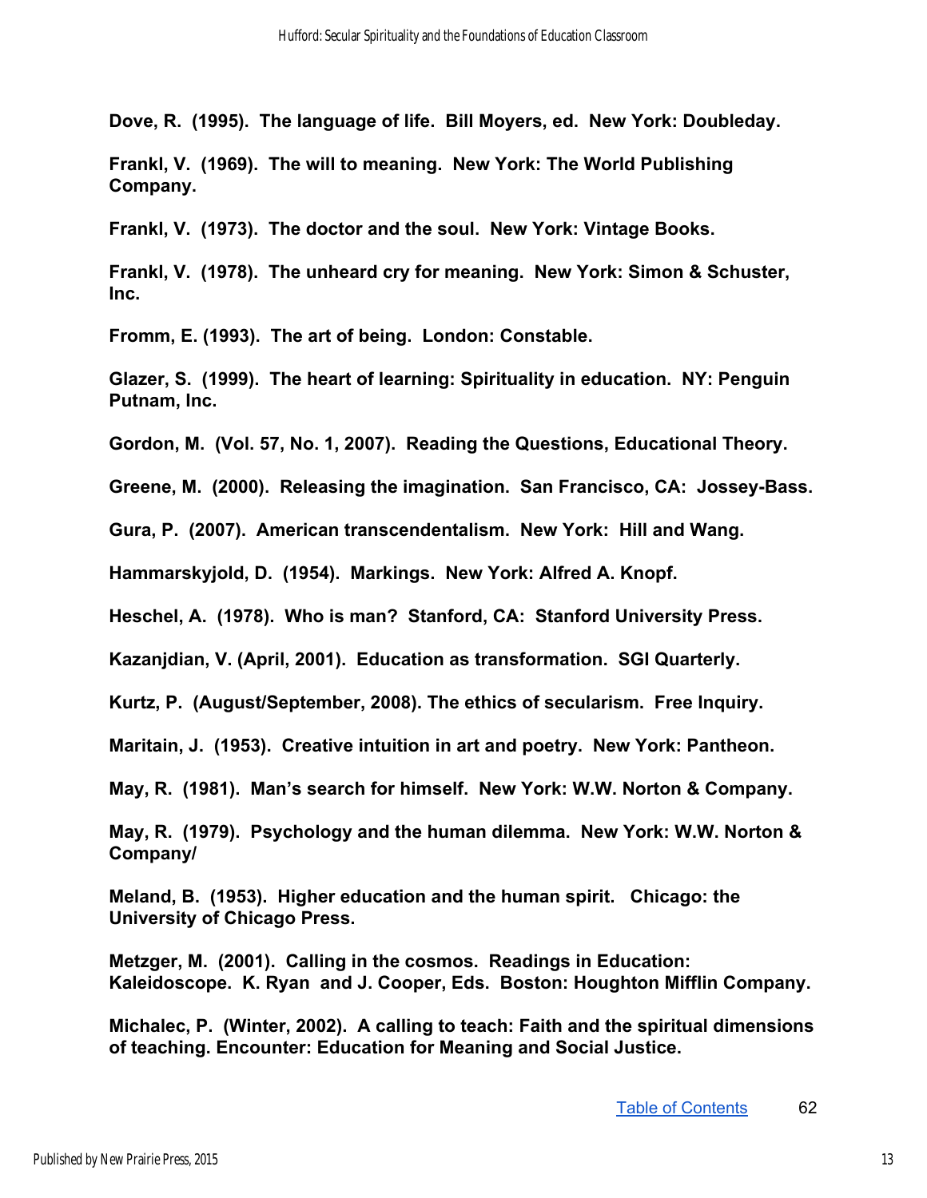**Dove, R. (1995). The language of life. Bill Moyers, ed. New York: Doubleday.**

**Frankl, V. (1969). The will to meaning. New York: The World Publishing Company.**

**Frankl, V. (1973). The doctor and the soul. New York: Vintage Books.**

**Frankl, V. (1978). The unheard cry for meaning. New York: Simon & Schuster, Inc.**

**Fromm, E. (1993). The art of being. London: Constable.**

**Glazer, S. (1999). The heart of learning: Spirituality in education. NY: Penguin Putnam, Inc.**

**Gordon, M. (Vol. 57, No. 1, 2007). Reading the Questions, Educational Theory.**

**Greene, M. (2000). Releasing the imagination. San Francisco, CA: Jossey-Bass.**

**Gura, P. (2007). American transcendentalism. New York: Hill and Wang.**

**Hammarskyjold, D. (1954). Markings. New York: Alfred A. Knopf.**

**Heschel, A. (1978). Who is man? Stanford, CA: Stanford University Press.**

**Kazanjdian, V. (April, 2001). Education as transformation. SGI Quarterly.**

**Kurtz, P. (August/September, 2008). The ethics of secularism. Free Inquiry.**

**Maritain, J. (1953). Creative intuition in art and poetry. New York: Pantheon.**

**May, R. (1981). Man's search for himself. New York: W.W. Norton & Company.**

**May, R. (1979). Psychology and the human dilemma. New York: W.W. Norton & Company/**

**Meland, B. (1953). Higher education and the human spirit. Chicago: the University of Chicago Press.**

**Metzger, M. (2001). Calling in the cosmos. Readings in Education: Kaleidoscope. K. Ryan and J. Cooper, Eds. Boston: Houghton Mifflin Company.**

**Michalec, P. (Winter, 2002). A calling to teach: Faith and the spiritual dimensions of teaching. Encounter: Education for Meaning and Social Justice.**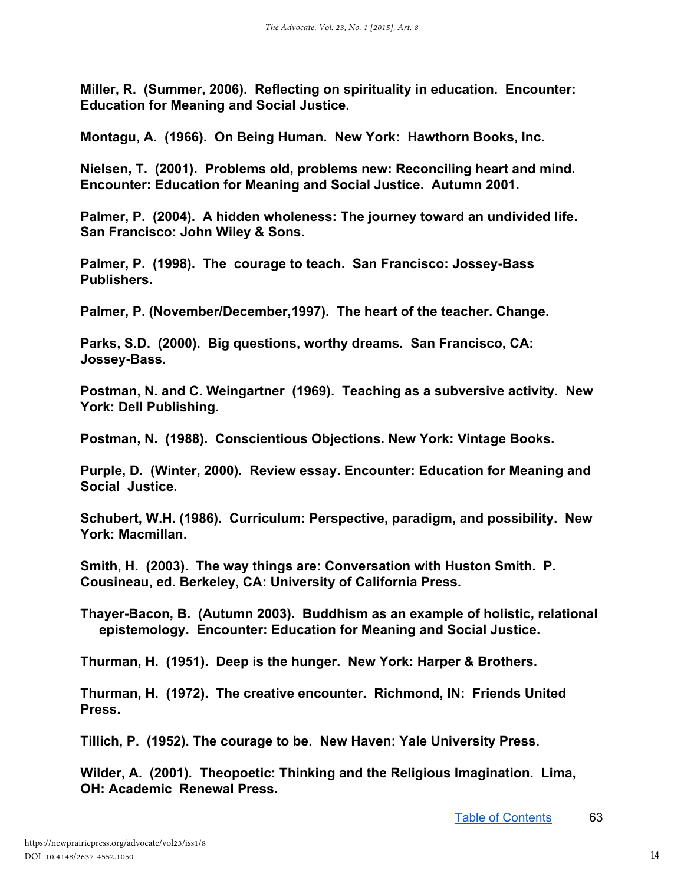**Miller, R. (Summer, 2006). Reflecting on spirituality in education. Encounter: Education for Meaning and Social Justice.**

**Montagu, A. (1966). On Being Human. New York: Hawthorn Books, Inc.**

**Nielsen, T. (2001). Problems old, problems new: Reconciling heart and mind. Encounter: Education for Meaning and Social Justice. Autumn 2001.**

**Palmer, P. (2004). A hidden wholeness: The journey toward an undivided life. San Francisco: John Wiley & Sons.**

**Palmer, P. (1998). The courage to teach. San Francisco: Jossey-Bass Publishers.**

**Palmer, P. (November/December,1997). The heart of the teacher. Change.**

**Parks, S.D. (2000). Big questions, worthy dreams. San Francisco, CA: Jossey-Bass.**

**Postman, N. and C. Weingartner (1969). Teaching as a subversive activity. New York: Dell Publishing.**

**Postman, N. (1988). Conscientious Objections. New York: Vintage Books.**

**Purple, D. (Winter, 2000). Review essay. Encounter: Education for Meaning and Social Justice.**

**Schubert, W.H. (1986). Curriculum: Perspective, paradigm, and possibility. New York: Macmillan.**

**Smith, H. (2003). The way things are: Conversation with Huston Smith. P. Cousineau, ed. Berkeley, CA: University of California Press.**

**Thayer-Bacon, B. (Autumn 2003). Buddhism as an example of holistic, relational epistemology. Encounter: Education for Meaning and Social Justice.**

**Thurman, H. (1951). Deep is the hunger. New York: Harper & Brothers.**

**Thurman, H. (1972). The creative encounter. Richmond, IN: Friends United Press.**

**Tillich, P. (1952). The courage to be. New Haven: Yale University Press.**

**Wilder, A. (2001). Theopoetic: Thinking and the Religious Imagination. Lima, OH: Academic Renewal Press.**

Table of Contents